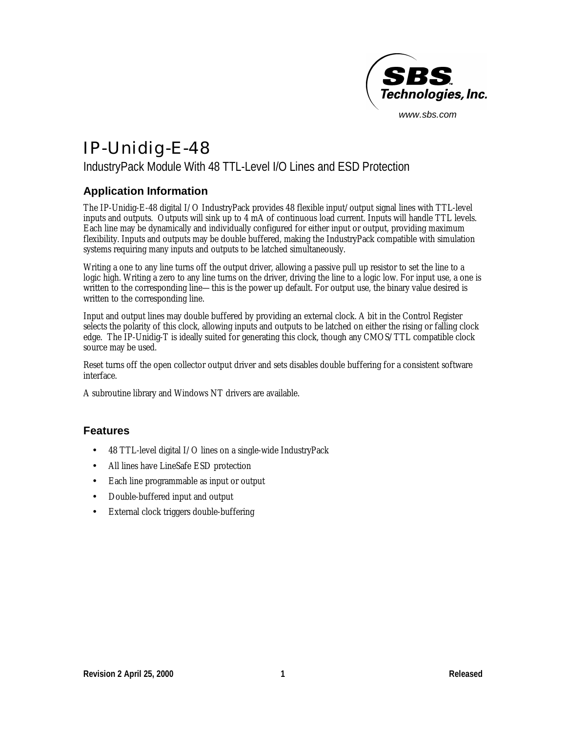# IP-Unidig-E-48

IndustryPack Module With 48 TTL-Level I/O Lines and ESD Protection

## Application Information

The IP-Unidig-E-48 digital I/O IndustryPack provides 48 flexible input/output signal lines with TTL-level inputs and outputs. Outputs will sink up to 4 mA of continuous load current. Inputs will handle TTL levels. Each line may be dynamically and individually configured for either input or output, providing maximum flexibility. Inputs and outputs may be double buffered, making the IndustryPack compatible with simulation systems requiring many inputs and outputs to be latched simultaneously.

Writing a one to any line turns off the output driver, allowing a passive pull up resistor to set the line to a logic high. Writing a zero to any line turns on the driver, driving the line to a logic low. For input use, a one is written to the corresponding line—this is the power up default. For output use, the binary value desired is written to the corresponding line.

Input and output lines may double buffered by providing an external clock. A bit in the Control Register selects the polarity of this clock, allowing inputs and outputs to be latched on either the rising or falling clock edge. The IP-Unidig-T is ideally suited for generating this clock, though any CMOS/TTL compatible clock source may be used.

Reset turns off the open collector output driver and sets disables double buffering for a consistent software interface.

A subroutine library and Windows NT drivers are available.

## Features

- 48 TTL-level digital I/O lines on a single-wide IndustryPack
- All lines have LineSafe ESD protection
- Each line programmable as input or output
- Double-buffered input and output
- External clock triggers double-buffering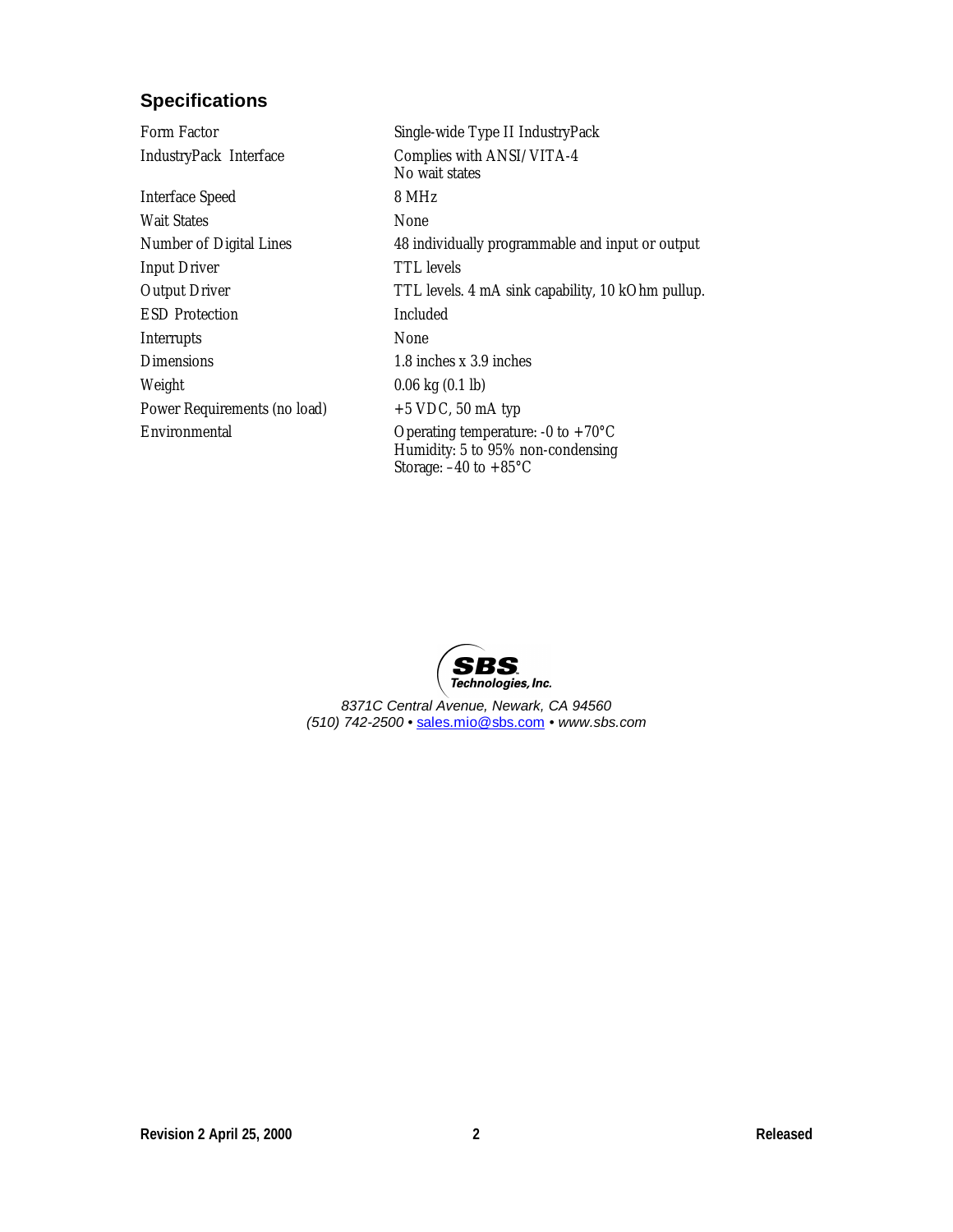## Specifications

| | |
|---|---|
| Form Factor | Single-wide Type II IndustryPack |
| IndustryPack Interface | Complies with ANSI/VITA-4<br>No wait states |
| Interface Speed | 8 MHz |
| Wait States | None |
| Number of Digital Lines | 48 individually programmable and input or output |
| Input Driver | TTL levels |
| Output Driver | TTL levels. 4 mA sink capability, 10 kOhm pullup. |
| ESD Protection | Included |
| Interrupts | None |
| Dimensions | 1.8 inches x 3.9 inches |
| Weight | 0.06 kg (0.1 lb) |
| Power Requirements (no load) | +5 VDC, 50 mA typ |
| Environmental | Operating temperature: -0 to +70°C<br>Humidity: 5 to 95% non-condensing<br>Storage: –40 to +85°C |

**SBS Technologies, Inc.**

*8371C Central Avenue, Newark, CA 94560*
*(510) 742-2500 • sales.mio@sbs.com • www.sbs.com*

**Revision 2 April 25, 2000** **Released**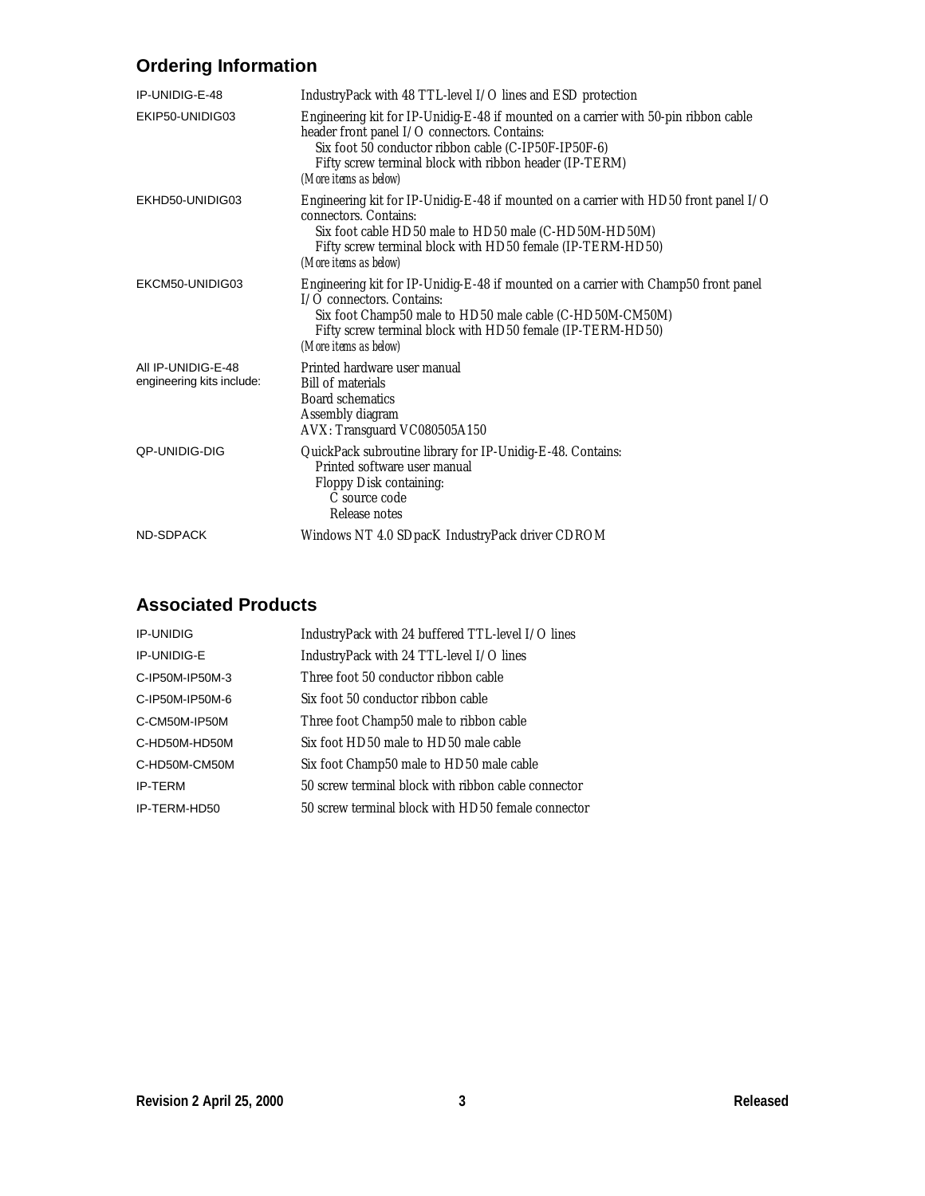## Ordering Information

| | |
|---|---|
| IP-UNIDIG-E-48 | IndustryPack with 48 TTL-level I/O lines and ESD protection |
| EKIP50-UNIDIG03 | Engineering kit for IP-Unidig-E-48 if mounted on a carrier with 50-pin ribbon cable header front panel I/O connectors. Contains:<br>Six foot 50 conductor ribbon cable (C-IP50F-IP50F-6)<br>Fifty screw terminal block with ribbon header (IP-TERM)<br>*(More items as below)* |
| EKHD50-UNIDIG03 | Engineering kit for IP-Unidig-E-48 if mounted on a carrier with HD50 front panel I/O connectors. Contains:<br>Six foot cable HD50 male to HD50 male (C-HD50M-HD50M)<br>Fifty screw terminal block with HD50 female (IP-TERM-HD50)<br>*(More items as below)* |
| EKCM50-UNIDIG03 | Engineering kit for IP-Unidig-E-48 if mounted on a carrier with Champ50 front panel I/O connectors. Contains:<br>Six foot Champ50 male to HD50 male cable (C-HD50M-CM50M)<br>Fifty screw terminal block with HD50 female (IP-TERM-HD50)<br>*(More items as below)* |
| All IP-UNIDIG-E-48 engineering kits include: | Printed hardware user manual<br>Bill of materials<br>Board schematics<br>Assembly diagram<br>AVX: Transguard VC080505A150 |
| QP-UNIDIG-DIG | QuickPack subroutine library for IP-Unidig-E-48. Contains:<br>Printed software user manual<br>Floppy Disk containing:<br>C source code<br>Release notes |
| ND-SDPACK | Windows NT 4.0 SDpacK IndustryPack driver CDROM |

## Associated Products

| | |
|---|---|
| IP-UNIDIG | IndustryPack with 24 buffered TTL-level I/O lines |
| IP-UNIDIG-E | IndustryPack with 24 TTL-level I/O lines |
| C-IP50M-IP50M-3 | Three foot 50 conductor ribbon cable |
| C-IP50M-IP50M-6 | Six foot 50 conductor ribbon cable |
| C-CM50M-IP50M | Three foot Champ50 male to ribbon cable |
| C-HD50M-HD50M | Six foot HD50 male to HD50 male cable |
| C-HD50M-CM50M | Six foot Champ50 male to HD50 male cable |
| IP-TERM | 50 screw terminal block with ribbon cable connector |
| IP-TERM-HD50 | 50 screw terminal block with HD50 female connector |